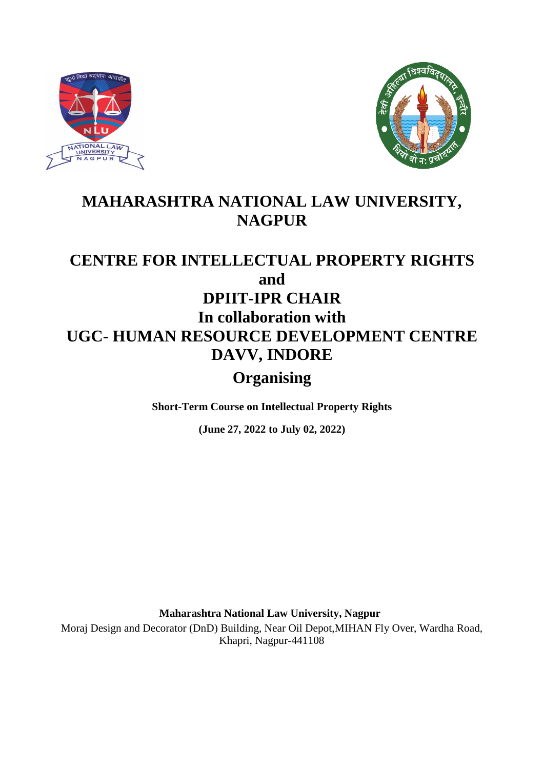# MAHARASHTRA NATIONAL LAW UNIVERSITY, NAGPUR

## CENTRE FOR INTELLECTUAL PROPERTY RIGHTS
## and
## DPIIT-IPR CHAIR
## In collaboration with
## UGC- HUMAN RESOURCE DEVELOPMENT CENTRE DAVV, INDORE
## Organising

**Short-Term Course on Intellectual Property Rights**

**(June 27, 2022 to July 02, 2022)**

**Maharashtra National Law University, Nagpur**

Moraj Design and Decorator (DnD) Building, Near Oil Depot,MIHAN Fly Over, Wardha Road, Khapri, Nagpur-441108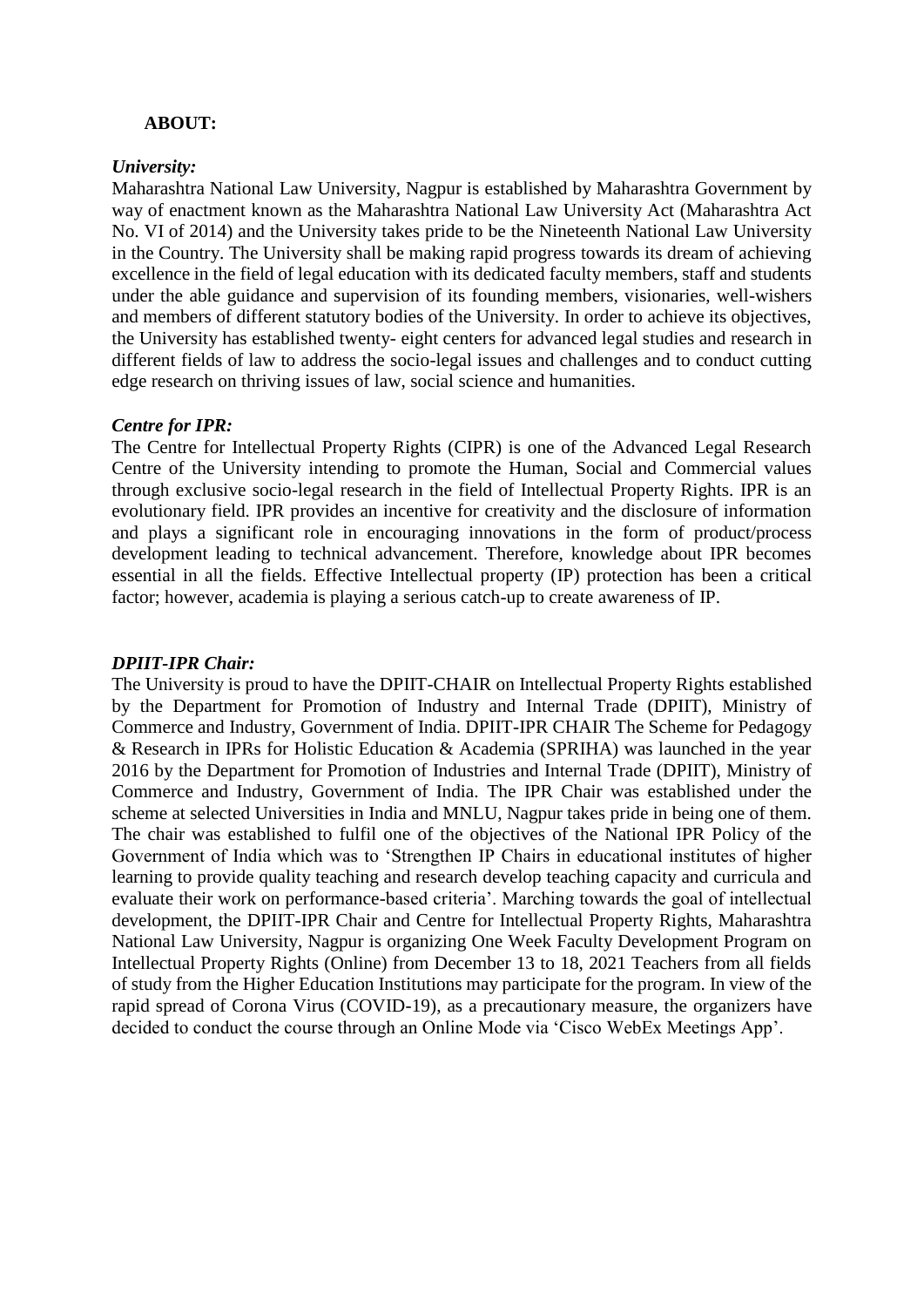**ABOUT:**

***University:***

Maharashtra National Law University, Nagpur is established by Maharashtra Government by way of enactment known as the Maharashtra National Law University Act (Maharashtra Act No. VI of 2014) and the University takes pride to be the Nineteenth National Law University in the Country. The University shall be making rapid progress towards its dream of achieving excellence in the field of legal education with its dedicated faculty members, staff and students under the able guidance and supervision of its founding members, visionaries, well-wishers and members of different statutory bodies of the University. In order to achieve its objectives, the University has established twenty- eight centers for advanced legal studies and research in different fields of law to address the socio-legal issues and challenges and to conduct cutting edge research on thriving issues of law, social science and humanities.

***Centre for IPR:***

The Centre for Intellectual Property Rights (CIPR) is one of the Advanced Legal Research Centre of the University intending to promote the Human, Social and Commercial values through exclusive socio-legal research in the field of Intellectual Property Rights. IPR is an evolutionary field. IPR provides an incentive for creativity and the disclosure of information and plays a significant role in encouraging innovations in the form of product/process development leading to technical advancement. Therefore, knowledge about IPR becomes essential in all the fields. Effective Intellectual property (IP) protection has been a critical factor; however, academia is playing a serious catch-up to create awareness of IP.

***DPIIT-IPR Chair:***

The University is proud to have the DPIIT-CHAIR on Intellectual Property Rights established by the Department for Promotion of Industry and Internal Trade (DPIIT), Ministry of Commerce and Industry, Government of India. DPIIT-IPR CHAIR The Scheme for Pedagogy & Research in IPRs for Holistic Education & Academia (SPRIHA) was launched in the year 2016 by the Department for Promotion of Industries and Internal Trade (DPIIT), Ministry of Commerce and Industry, Government of India. The IPR Chair was established under the scheme at selected Universities in India and MNLU, Nagpur takes pride in being one of them. The chair was established to fulfil one of the objectives of the National IPR Policy of the Government of India which was to 'Strengthen IP Chairs in educational institutes of higher learning to provide quality teaching and research develop teaching capacity and curricula and evaluate their work on performance-based criteria'. Marching towards the goal of intellectual development, the DPIIT-IPR Chair and Centre for Intellectual Property Rights, Maharashtra National Law University, Nagpur is organizing One Week Faculty Development Program on Intellectual Property Rights (Online) from December 13 to 18, 2021 Teachers from all fields of study from the Higher Education Institutions may participate for the program. In view of the rapid spread of Corona Virus (COVID-19), as a precautionary measure, the organizers have decided to conduct the course through an Online Mode via 'Cisco WebEx Meetings App'.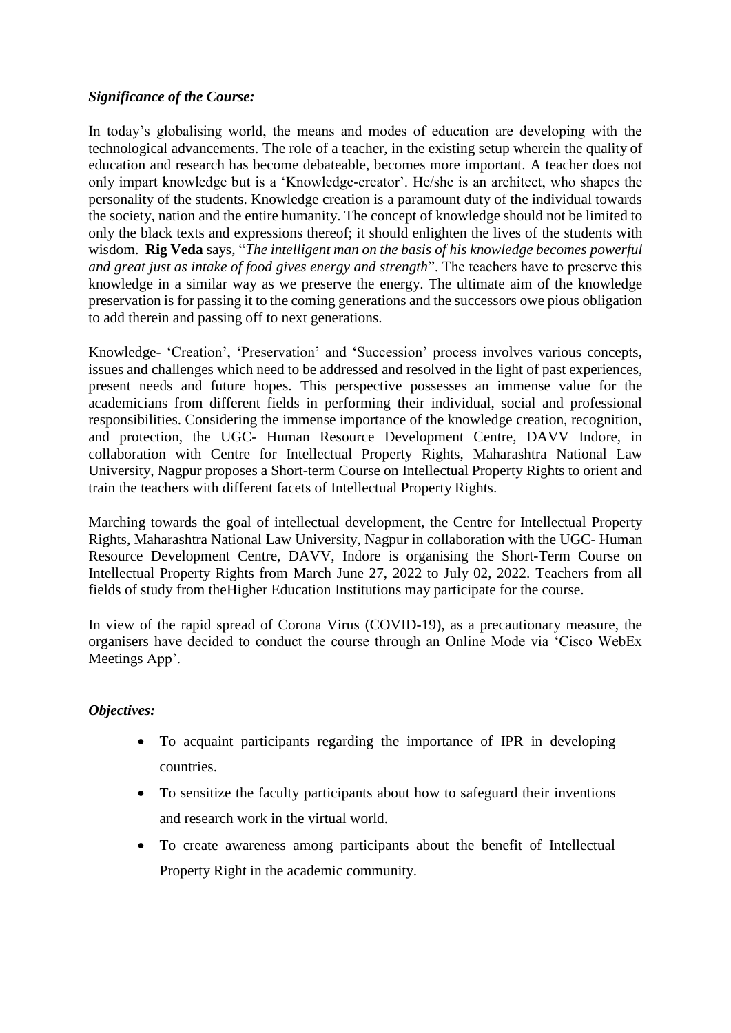***Significance of the Course:***

In today's globalising world, the means and modes of education are developing with the technological advancements. The role of a teacher, in the existing setup wherein the quality of education and research has become debateable, becomes more important. A teacher does not only impart knowledge but is a 'Knowledge-creator'. He/she is an architect, who shapes the personality of the students. Knowledge creation is a paramount duty of the individual towards the society, nation and the entire humanity. The concept of knowledge should not be limited to only the black texts and expressions thereof; it should enlighten the lives of the students with wisdom. **Rig Veda** says, "*The intelligent man on the basis of his knowledge becomes powerful and great just as intake of food gives energy and strength*". The teachers have to preserve this knowledge in a similar way as we preserve the energy. The ultimate aim of the knowledge preservation is for passing it to the coming generations and the successors owe pious obligation to add therein and passing off to next generations.

Knowledge- 'Creation', 'Preservation' and 'Succession' process involves various concepts, issues and challenges which need to be addressed and resolved in the light of past experiences, present needs and future hopes. This perspective possesses an immense value for the academicians from different fields in performing their individual, social and professional responsibilities. Considering the immense importance of the knowledge creation, recognition, and protection, the UGC- Human Resource Development Centre, DAVV Indore, in collaboration with Centre for Intellectual Property Rights, Maharashtra National Law University, Nagpur proposes a Short-term Course on Intellectual Property Rights to orient and train the teachers with different facets of Intellectual Property Rights.

Marching towards the goal of intellectual development, the Centre for Intellectual Property Rights, Maharashtra National Law University, Nagpur in collaboration with the UGC- Human Resource Development Centre, DAVV, Indore is organising the Short-Term Course on Intellectual Property Rights from March June 27, 2022 to July 02, 2022. Teachers from all fields of study from theHigher Education Institutions may participate for the course.

In view of the rapid spread of Corona Virus (COVID-19), as a precautionary measure, the organisers have decided to conduct the course through an Online Mode via 'Cisco WebEx Meetings App'.

***Objectives:***

- To acquaint participants regarding the importance of IPR in developing countries.
- To sensitize the faculty participants about how to safeguard their inventions and research work in the virtual world.
- To create awareness among participants about the benefit of Intellectual Property Right in the academic community.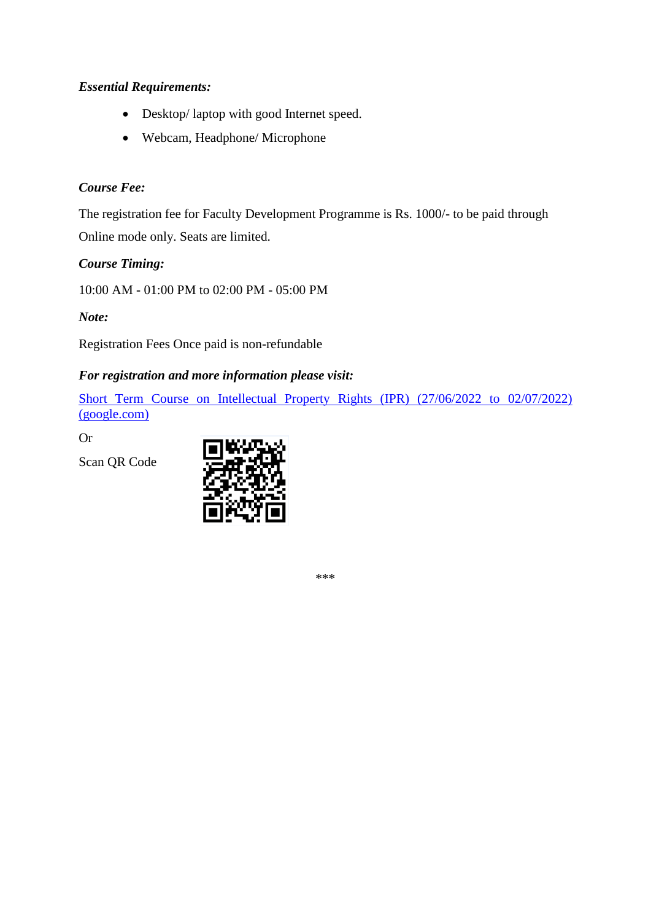***Essential Requirements:***

- Desktop/ laptop with good Internet speed.
- Webcam, Headphone/ Microphone

***Course Fee:***

The registration fee for Faculty Development Programme is Rs. 1000/- to be paid through Online mode only. Seats are limited.

***Course Timing:***

10:00 AM - 01:00 PM to 02:00 PM - 05:00 PM

***Note:***

Registration Fees Once paid is non-refundable

***For registration and more information please visit:***

Short Term Course on Intellectual Property Rights (IPR) (27/06/2022 to 02/07/2022) (google.com)

Or

Scan QR Code

***